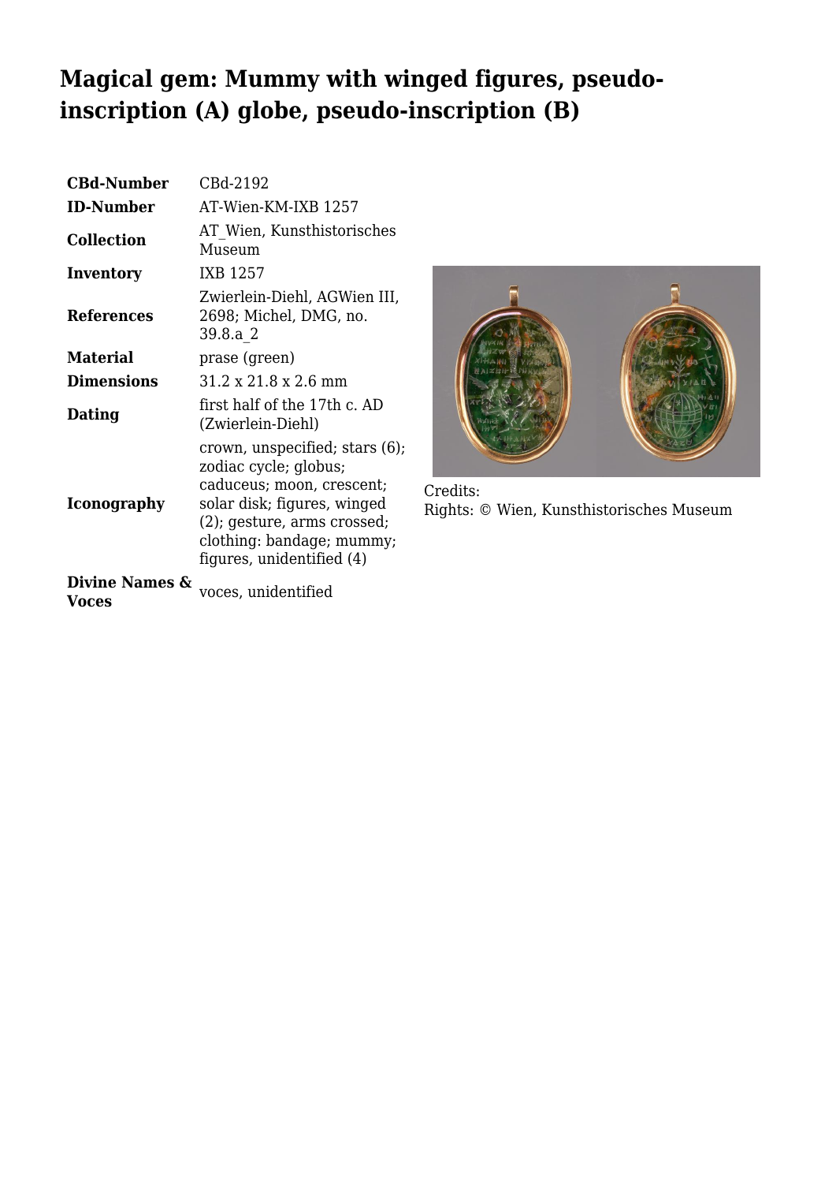# Magical gem: Mummy with winged figures, pseudo-inscription (A) globe, pseudo-inscription (B)

| | |
|---|---|
| **CBd-Number** | CBd-2192 |
| **ID-Number** | AT-Wien-KM-IXB 1257 |
| **Collection** | AT_Wien, Kunsthistorisches Museum |
| **Inventory** | IXB 1257 |
| **References** | Zwierlein-Diehl, AGWien III, 2698; Michel, DMG, no. 39.8.a_2 |
| **Material** | prase (green) |
| **Dimensions** | 31.2 x 21.8 x 2.6 mm |
| **Dating** | first half of the 17th c. AD (Zwierlein-Diehl) |
| **Iconography** | crown, unspecified; stars (6); zodiac cycle; globus; caduceus; moon, crescent; solar disk; figures, winged (2); gesture, arms crossed; clothing: bandage; mummy; figures, unidentified (4) |
| **Divine Names & Voces** | voces, unidentified |

Credits:
Rights: © Wien, Kunsthistorisches Museum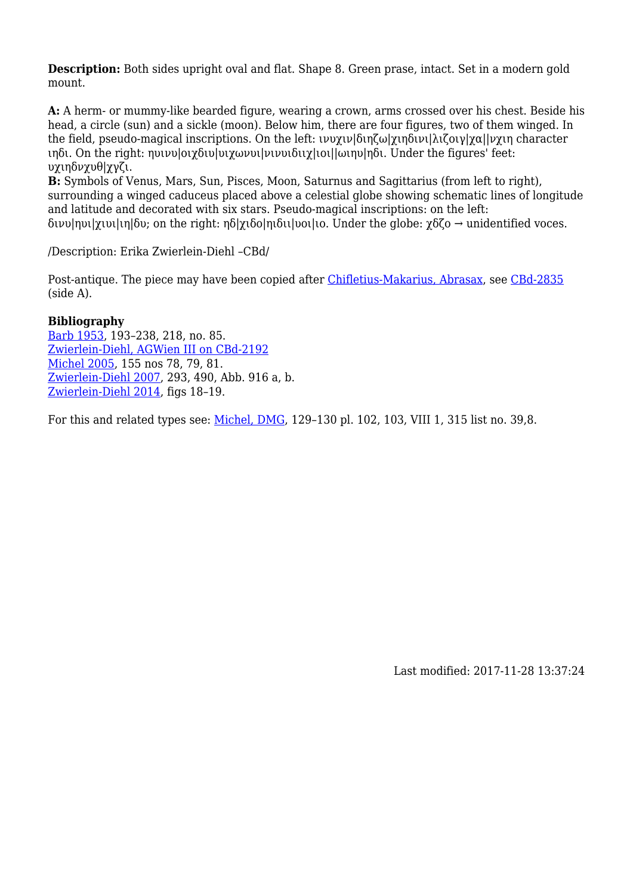**Description:** Both sides upright oval and flat. Shape 8. Green prase, intact. Set in a modern gold mount.

**A:** A herm- or mummy-like bearded figure, wearing a crown, arms crossed over his chest. Beside his head, a circle (sun) and a sickle (moon). Below him, there are four figures, two of them winged. In the field, pseudo-magical inscriptions. On the left: ιυυχιν|διηζω|χιηδινι|λιζοιγ|χα||νχιη character ιηδι. On the right: ηυινυ|οιχδιυ|υιχωνυι|νινυιδιιχ|ιοι||ωιηυ|ηδι. Under the figures' feet: υχιηδνχυθ|χγζι.
**B:** Symbols of Venus, Mars, Sun, Pisces, Moon, Saturnus and Sagittarius (from left to right), surrounding a winged caduceus placed above a celestial globe showing schematic lines of longitude and latitude and decorated with six stars. Pseudo-magical inscriptions: on the left: δινυ|ηυι|χιυι|ιη|δυ; on the right: ηδ|χιδο|ηιδιι|υοι|ιο. Under the globe: χδζο → unidentified voces.

/Description: Erika Zwierlein-Diehl –CBd/

Post-antique. The piece may have been copied after Chifletius-Makarius, Abrasax, see CBd-2835 (side A).

**Bibliography**
Barb 1953, 193–238, 218, no. 85.
Zwierlein-Diehl, AGWien III on CBd-2192
Michel 2005, 155 nos 78, 79, 81.
Zwierlein-Diehl 2007, 293, 490, Abb. 916 a, b.
Zwierlein-Diehl 2014, figs 18–19.

For this and related types see: Michel, DMG, 129–130 pl. 102, 103, VIII 1, 315 list no. 39,8.

Last modified: 2017-11-28 13:37:24